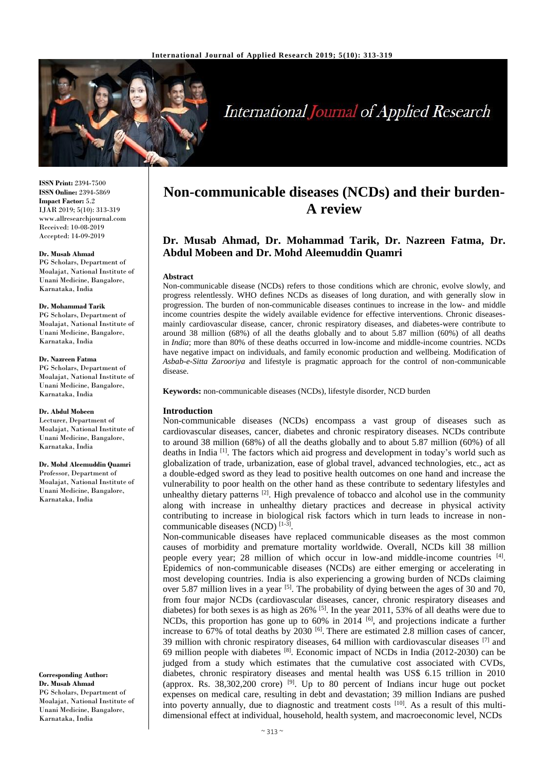# Non-communicable diseases (NCDs) and their burden-A review

**Dr. Musab Ahmad, Dr. Mohammad Tarik, Dr. Nazreen Fatma, Dr. Abdul Mobeen and Dr. Mohd Aleemuddin Quamri**

**ISSN Print:** 2394-7500
**ISSN Online:** 2394-5869
**Impact Factor:** 5.2
IJAR 2019; 5(10): 313-319
www.allresearchjournal.com
Received: 10-08-2019
Accepted: 14-09-2019

**Dr. Musab Ahmad**
PG Scholars, Department of Moalajat, National Institute of Unani Medicine, Bangalore, Karnataka, India

**Dr. Mohammad Tarik**
PG Scholars, Department of Moalajat, National Institute of Unani Medicine, Bangalore, Karnataka, India

**Dr. Nazreen Fatma**
PG Scholars, Department of Moalajat, National Institute of Unani Medicine, Bangalore, Karnataka, India

**Dr. Abdul Mobeen**
Lecturer, Department of Moalajat, National Institute of Unani Medicine, Bangalore, Karnataka, India

**Dr. Mohd Aleemuddin Quamri**
Professor, Department of Moalajat, National Institute of Unani Medicine, Bangalore, Karnataka, India

**Corresponding Author:**
**Dr. Musab Ahmad**
PG Scholars, Department of Moalajat, National Institute of Unani Medicine, Bangalore, Karnataka, India

## Abstract

Non-communicable disease (NCDs) refers to those conditions which are chronic, evolve slowly, and progress relentlessly. WHO defines NCDs as diseases of long duration, and with generally slow in progression. The burden of non-communicable diseases continues to increase in the low- and middle income countries despite the widely available evidence for effective interventions. Chronic diseases-mainly cardiovascular disease, cancer, chronic respiratory diseases, and diabetes-were contribute to around 38 million (68%) of all the deaths globally and to about 5.87 million (60%) of all deaths in *India*; more than 80% of these deaths occurred in low-income and middle-income countries. NCDs have negative impact on individuals, and family economic production and wellbeing. Modification of *Asbab-e-Sitta Zarooriya* and lifestyle is pragmatic approach for the control of non-communicable disease.

**Keywords:** non-communicable diseases (NCDs), lifestyle disorder, NCD burden

## Introduction

Non-communicable diseases (NCDs) encompass a vast group of diseases such as cardiovascular diseases, cancer, diabetes and chronic respiratory diseases. NCDs contribute to around 38 million (68%) of all the deaths globally and to about 5.87 million (60%) of all deaths in India [1]. The factors which aid progress and development in today's world such as globalization of trade, urbanization, ease of global travel, advanced technologies, etc., act as a double-edged sword as they lead to positive health outcomes on one hand and increase the vulnerability to poor health on the other hand as these contribute to sedentary lifestyles and unhealthy dietary patterns [2]. High prevalence of tobacco and alcohol use in the community along with increase in unhealthy dietary practices and decrease in physical activity contributing to increase in biological risk factors which in turn leads to increase in non-communicable diseases (NCD) [1-3].

Non-communicable diseases have replaced communicable diseases as the most common causes of morbidity and premature mortality worldwide. Overall, NCDs kill 38 million people every year; 28 million of which occur in low-and middle-income countries [4]. Epidemics of non-communicable diseases (NCDs) are either emerging or accelerating in most developing countries. India is also experiencing a growing burden of NCDs claiming over 5.87 million lives in a year [5]. The probability of dying between the ages of 30 and 70, from four major NCDs (cardiovascular diseases, cancer, chronic respiratory diseases and diabetes) for both sexes is as high as 26% [5]. In the year 2011, 53% of all deaths were due to NCDs, this proportion has gone up to 60% in 2014 [6], and projections indicate a further increase to 67% of total deaths by 2030 [6]. There are estimated 2.8 million cases of cancer, 39 million with chronic respiratory diseases, 64 million with cardiovascular diseases [7] and 69 million people with diabetes [8]. Economic impact of NCDs in India (2012-2030) can be judged from a study which estimates that the cumulative cost associated with CVDs, diabetes, chronic respiratory diseases and mental health was US$ 6.15 trillion in 2010 (approx. Rs. 38,302,200 crore) [9]. Up to 80 percent of Indians incur huge out pocket expenses on medical care, resulting in debt and devastation; 39 million Indians are pushed into poverty annually, due to diagnostic and treatment costs [10]. As a result of this multi-dimensional effect at individual, household, health system, and macroeconomic level, NCDs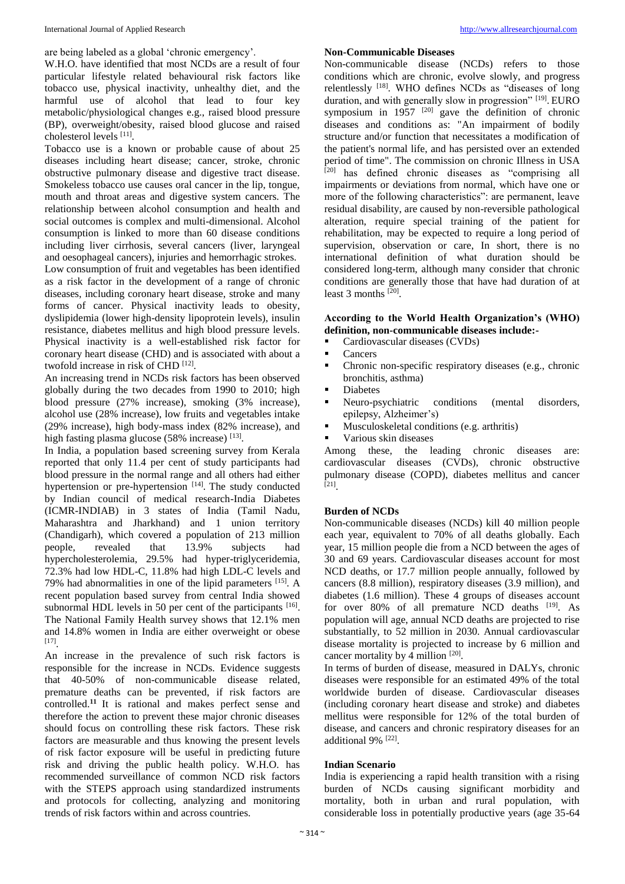are being labeled as a global 'chronic emergency'.

W.H.O. have identified that most NCDs are a result of four particular lifestyle related behavioural risk factors like tobacco use, physical inactivity, unhealthy diet, and the harmful use of alcohol that lead to four key metabolic/physiological changes e.g., raised blood pressure (BP), overweight/obesity, raised blood glucose and raised cholesterol levels [11].

Tobacco use is a known or probable cause of about 25 diseases including heart disease; cancer, stroke, chronic obstructive pulmonary disease and digestive tract disease. Smokeless tobacco use causes oral cancer in the lip, tongue, mouth and throat areas and digestive system cancers. The relationship between alcohol consumption and health and social outcomes is complex and multi-dimensional. Alcohol consumption is linked to more than 60 disease conditions including liver cirrhosis, several cancers (liver, laryngeal and oesophageal cancers), injuries and hemorrhagic strokes.

Low consumption of fruit and vegetables has been identified as a risk factor in the development of a range of chronic diseases, including coronary heart disease, stroke and many forms of cancer. Physical inactivity leads to obesity, dyslipidemia (lower high-density lipoprotein levels), insulin resistance, diabetes mellitus and high blood pressure levels. Physical inactivity is a well-established risk factor for coronary heart disease (CHD) and is associated with about a twofold increase in risk of CHD [12].

An increasing trend in NCDs risk factors has been observed globally during the two decades from 1990 to 2010; high blood pressure (27% increase), smoking (3% increase), alcohol use (28% increase), low fruits and vegetables intake (29% increase), high body-mass index (82% increase), and high fasting plasma glucose (58% increase) [13].

In India, a population based screening survey from Kerala reported that only 11.4 per cent of study participants had blood pressure in the normal range and all others had either hypertension or pre-hypertension [14]. The study conducted by Indian council of medical research-India Diabetes (ICMR-INDIAB) in 3 states of India (Tamil Nadu, Maharashtra and Jharkhand) and 1 union territory (Chandigarh), which covered a population of 213 million people, revealed that 13.9% subjects had hypercholesterolemia, 29.5% had hyper-triglyceridemia, 72.3% had low HDL-C, 11.8% had high LDL-C levels and 79% had abnormalities in one of the lipid parameters [15]. A recent population based survey from central India showed subnormal HDL levels in 50 per cent of the participants [16]. The National Family Health survey shows that 12.1% men and 14.8% women in India are either overweight or obese [17].

An increase in the prevalence of such risk factors is responsible for the increase in NCDs. Evidence suggests that 40-50% of non-communicable disease related, premature deaths can be prevented, if risk factors are controlled.[11] It is rational and makes perfect sense and therefore the action to prevent these major chronic diseases should focus on controlling these risk factors. These risk factors are measurable and thus knowing the present levels of risk factor exposure will be useful in predicting future risk and driving the public health policy. W.H.O. has recommended surveillance of common NCD risk factors with the STEPS approach using standardized instruments and protocols for collecting, analyzing and monitoring trends of risk factors within and across countries.

**Non-Communicable Diseases**

Non-communicable disease (NCDs) refers to those conditions which are chronic, evolve slowly, and progress relentlessly [18]. WHO defines NCDs as "diseases of long duration, and with generally slow in progression" [19]. EURO symposium in 1957 [20] gave the definition of chronic diseases and conditions as: "An impairment of bodily structure and/or function that necessitates a modification of the patient's normal life, and has persisted over an extended period of time". The commission on chronic Illness in USA [20] has defined chronic diseases as "comprising all impairments or deviations from normal, which have one or more of the following characteristics": are permanent, leave residual disability, are caused by non-reversible pathological alteration, require special training of the patient for rehabilitation, may be expected to require a long period of supervision, observation or care, In short, there is no international definition of what duration should be considered long-term, although many consider that chronic conditions are generally those that have had duration of at least 3 months [20].

**According to the World Health Organization's (WHO) definition, non-communicable diseases include:-**

- Cardiovascular diseases (CVDs)
- Cancers
- Chronic non-specific respiratory diseases (e.g., chronic bronchitis, asthma)
- Diabetes
- Neuro-psychiatric conditions (mental disorders, epilepsy, Alzheimer's)
- Musculoskeletal conditions (e.g. arthritis)
- Various skin diseases

Among these, the leading chronic diseases are: cardiovascular diseases (CVDs), chronic obstructive pulmonary disease (COPD), diabetes mellitus and cancer [21].

**Burden of NCDs**

Non-communicable diseases (NCDs) kill 40 million people each year, equivalent to 70% of all deaths globally. Each year, 15 million people die from a NCD between the ages of 30 and 69 years. Cardiovascular diseases account for most NCD deaths, or 17.7 million people annually, followed by cancers (8.8 million), respiratory diseases (3.9 million), and diabetes (1.6 million). These 4 groups of diseases account for over 80% of all premature NCD deaths [19]. As population will age, annual NCD deaths are projected to rise substantially, to 52 million in 2030. Annual cardiovascular disease mortality is projected to increase by 6 million and cancer mortality by 4 million [20].

In terms of burden of disease, measured in DALYs, chronic diseases were responsible for an estimated 49% of the total worldwide burden of disease. Cardiovascular diseases (including coronary heart disease and stroke) and diabetes mellitus were responsible for 12% of the total burden of disease, and cancers and chronic respiratory diseases for an additional 9% [22].

**Indian Scenario**

India is experiencing a rapid health transition with a rising burden of NCDs causing significant morbidity and mortality, both in urban and rural population, with considerable loss in potentially productive years (age 35-64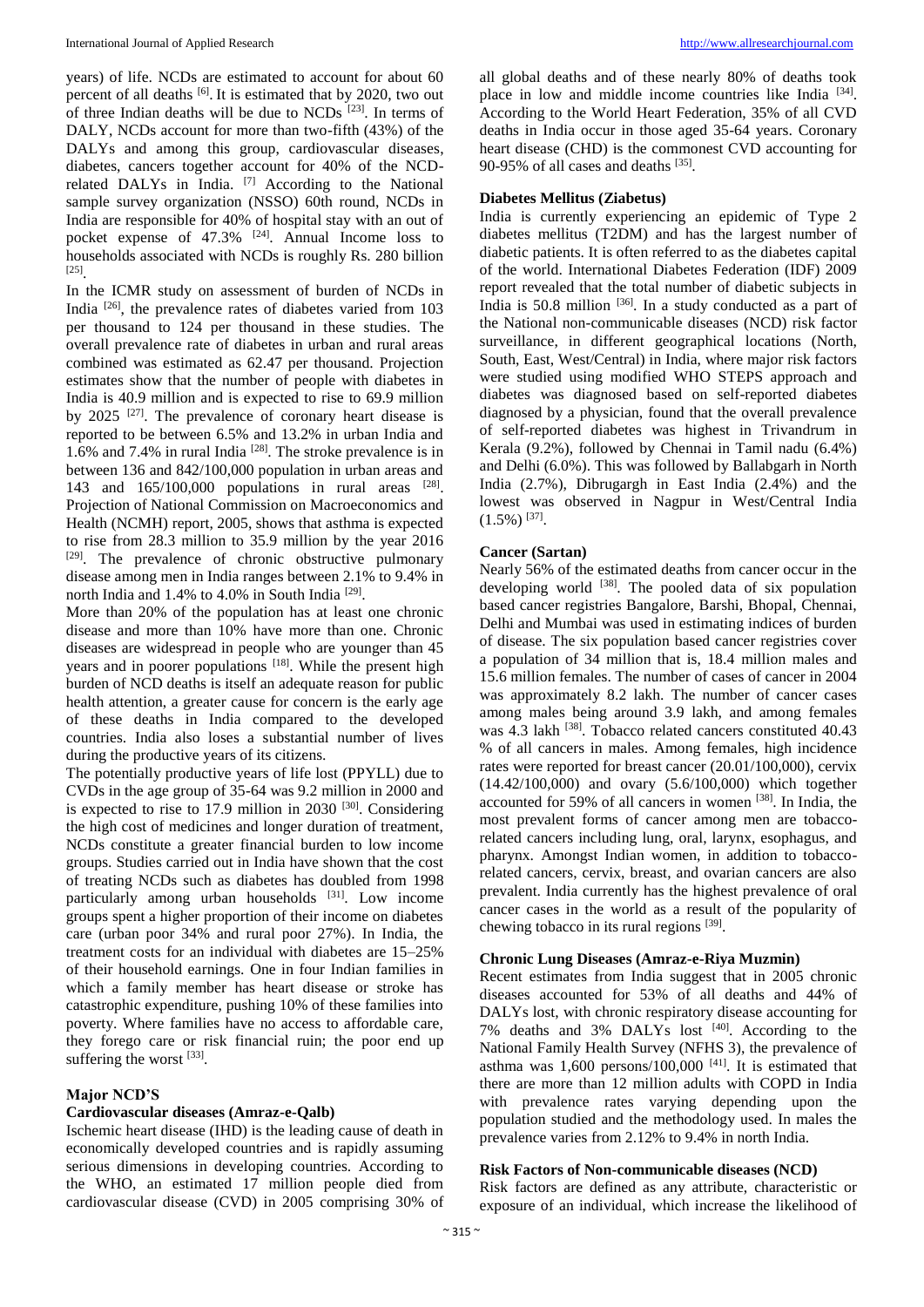years) of life. NCDs are estimated to account for about 60 percent of all deaths [6]. It is estimated that by 2020, two out of three Indian deaths will be due to NCDs [23]. In terms of DALY, NCDs account for more than two-fifth (43%) of the DALYs and among this group, cardiovascular diseases, diabetes, cancers together account for 40% of the NCD-related DALYs in India. [7] According to the National sample survey organization (NSSO) 60th round, NCDs in India are responsible for 40% of hospital stay with an out of pocket expense of 47.3% [24]. Annual Income loss to households associated with NCDs is roughly Rs. 280 billion [25].

In the ICMR study on assessment of burden of NCDs in India [26], the prevalence rates of diabetes varied from 103 per thousand to 124 per thousand in these studies. The overall prevalence rate of diabetes in urban and rural areas combined was estimated as 62.47 per thousand. Projection estimates show that the number of people with diabetes in India is 40.9 million and is expected to rise to 69.9 million by 2025 [27]. The prevalence of coronary heart disease is reported to be between 6.5% and 13.2% in urban India and 1.6% and 7.4% in rural India [28]. The stroke prevalence is in between 136 and 842/100,000 population in urban areas and 143 and 165/100,000 populations in rural areas [28]. Projection of National Commission on Macroeconomics and Health (NCMH) report, 2005, shows that asthma is expected to rise from 28.3 million to 35.9 million by the year 2016 [29]. The prevalence of chronic obstructive pulmonary disease among men in India ranges between 2.1% to 9.4% in north India and 1.4% to 4.0% in South India [29].

More than 20% of the population has at least one chronic disease and more than 10% have more than one. Chronic diseases are widespread in people who are younger than 45 years and in poorer populations [18]. While the present high burden of NCD deaths is itself an adequate reason for public health attention, a greater cause for concern is the early age of these deaths in India compared to the developed countries. India also loses a substantial number of lives during the productive years of its citizens.

The potentially productive years of life lost (PPYLL) due to CVDs in the age group of 35-64 was 9.2 million in 2000 and is expected to rise to 17.9 million in 2030 [30]. Considering the high cost of medicines and longer duration of treatment, NCDs constitute a greater financial burden to low income groups. Studies carried out in India have shown that the cost of treating NCDs such as diabetes has doubled from 1998 particularly among urban households [31]. Low income groups spent a higher proportion of their income on diabetes care (urban poor 34% and rural poor 27%). In India, the treatment costs for an individual with diabetes are 15–25% of their household earnings. One in four Indian families in which a family member has heart disease or stroke has catastrophic expenditure, pushing 10% of these families into poverty. Where families have no access to affordable care, they forego care or risk financial ruin; the poor end up suffering the worst [33].

## Major NCD'S

### Cardiovascular diseases (Amraz-e-Qalb)

Ischemic heart disease (IHD) is the leading cause of death in economically developed countries and is rapidly assuming serious dimensions in developing countries. According to the WHO, an estimated 17 million people died from cardiovascular disease (CVD) in 2005 comprising 30% of all global deaths and of these nearly 80% of deaths took place in low and middle income countries like India [34]. According to the World Heart Federation, 35% of all CVD deaths in India occur in those aged 35-64 years. Coronary heart disease (CHD) is the commonest CVD accounting for 90-95% of all cases and deaths [35].

### Diabetes Mellitus (Ziabetus)

India is currently experiencing an epidemic of Type 2 diabetes mellitus (T2DM) and has the largest number of diabetic patients. It is often referred to as the diabetes capital of the world. International Diabetes Federation (IDF) 2009 report revealed that the total number of diabetic subjects in India is 50.8 million [36]. In a study conducted as a part of the National non-communicable diseases (NCD) risk factor surveillance, in different geographical locations (North, South, East, West/Central) in India, where major risk factors were studied using modified WHO STEPS approach and diabetes was diagnosed based on self-reported diabetes diagnosed by a physician, found that the overall prevalence of self-reported diabetes was highest in Trivandrum in Kerala (9.2%), followed by Chennai in Tamil nadu (6.4%) and Delhi (6.0%). This was followed by Ballabgarh in North India (2.7%), Dibrugargh in East India (2.4%) and the lowest was observed in Nagpur in West/Central India (1.5%) [37].

### Cancer (Sartan)

Nearly 56% of the estimated deaths from cancer occur in the developing world [38]. The pooled data of six population based cancer registries Bangalore, Barshi, Bhopal, Chennai, Delhi and Mumbai was used in estimating indices of burden of disease. The six population based cancer registries cover a population of 34 million that is, 18.4 million males and 15.6 million females. The number of cases of cancer in 2004 was approximately 8.2 lakh. The number of cancer cases among males being around 3.9 lakh, and among females was 4.3 lakh [38]. Tobacco related cancers constituted 40.43 % of all cancers in males. Among females, high incidence rates were reported for breast cancer (20.01/100,000), cervix (14.42/100,000) and ovary (5.6/100,000) which together accounted for 59% of all cancers in women [38]. In India, the most prevalent forms of cancer among men are tobacco-related cancers including lung, oral, larynx, esophagus, and pharynx. Amongst Indian women, in addition to tobacco-related cancers, cervix, breast, and ovarian cancers are also prevalent. India currently has the highest prevalence of oral cancer cases in the world as a result of the popularity of chewing tobacco in its rural regions [39].

### Chronic Lung Diseases (Amraz-e-Riya Muzmin)

Recent estimates from India suggest that in 2005 chronic diseases accounted for 53% of all deaths and 44% of DALYs lost, with chronic respiratory disease accounting for 7% deaths and 3% DALYs lost [40]. According to the National Family Health Survey (NFHS 3), the prevalence of asthma was 1,600 persons/100,000 [41]. It is estimated that there are more than 12 million adults with COPD in India with prevalence rates varying depending upon the population studied and the methodology used. In males the prevalence varies from 2.12% to 9.4% in north India.

### Risk Factors of Non-communicable diseases (NCD)

Risk factors are defined as any attribute, characteristic or exposure of an individual, which increase the likelihood of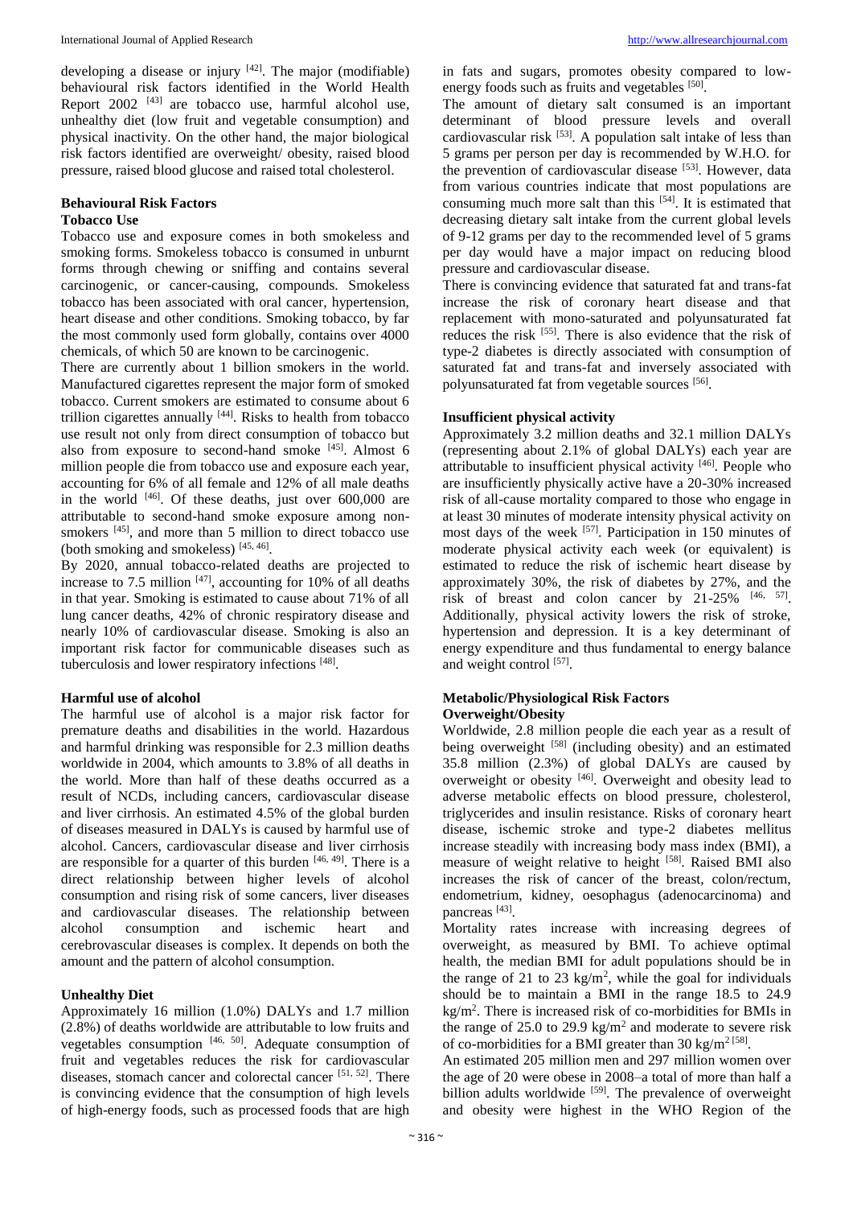developing a disease or injury [42]. The major (modifiable) behavioural risk factors identified in the World Health Report 2002 [43] are tobacco use, harmful alcohol use, unhealthy diet (low fruit and vegetable consumption) and physical inactivity. On the other hand, the major biological risk factors identified are overweight/ obesity, raised blood pressure, raised blood glucose and raised total cholesterol.

## Behavioural Risk Factors

### Tobacco Use

Tobacco use and exposure comes in both smokeless and smoking forms. Smokeless tobacco is consumed in unburnt forms through chewing or sniffing and contains several carcinogenic, or cancer-causing, compounds. Smokeless tobacco has been associated with oral cancer, hypertension, heart disease and other conditions. Smoking tobacco, by far the most commonly used form globally, contains over 4000 chemicals, of which 50 are known to be carcinogenic.

There are currently about 1 billion smokers in the world. Manufactured cigarettes represent the major form of smoked tobacco. Current smokers are estimated to consume about 6 trillion cigarettes annually [44]. Risks to health from tobacco use result not only from direct consumption of tobacco but also from exposure to second-hand smoke [45]. Almost 6 million people die from tobacco use and exposure each year, accounting for 6% of all female and 12% of all male deaths in the world [46]. Of these deaths, just over 600,000 are attributable to second-hand smoke exposure among non-smokers [45], and more than 5 million to direct tobacco use (both smoking and smokeless) [45, 46].

By 2020, annual tobacco-related deaths are projected to increase to 7.5 million [47], accounting for 10% of all deaths in that year. Smoking is estimated to cause about 71% of all lung cancer deaths, 42% of chronic respiratory disease and nearly 10% of cardiovascular disease. Smoking is also an important risk factor for communicable diseases such as tuberculosis and lower respiratory infections [48].

### Harmful use of alcohol

The harmful use of alcohol is a major risk factor for premature deaths and disabilities in the world. Hazardous and harmful drinking was responsible for 2.3 million deaths worldwide in 2004, which amounts to 3.8% of all deaths in the world. More than half of these deaths occurred as a result of NCDs, including cancers, cardiovascular disease and liver cirrhosis. An estimated 4.5% of the global burden of diseases measured in DALYs is caused by harmful use of alcohol. Cancers, cardiovascular disease and liver cirrhosis are responsible for a quarter of this burden [46, 49]. There is a direct relationship between higher levels of alcohol consumption and rising risk of some cancers, liver diseases and cardiovascular diseases. The relationship between alcohol consumption and ischemic heart and cerebrovascular diseases is complex. It depends on both the amount and the pattern of alcohol consumption.

### Unhealthy Diet

Approximately 16 million (1.0%) DALYs and 1.7 million (2.8%) of deaths worldwide are attributable to low fruits and vegetables consumption [46, 50]. Adequate consumption of fruit and vegetables reduces the risk for cardiovascular diseases, stomach cancer and colorectal cancer [51, 52]. There is convincing evidence that the consumption of high levels of high-energy foods, such as processed foods that are high in fats and sugars, promotes obesity compared to low-energy foods such as fruits and vegetables [50].

The amount of dietary salt consumed is an important determinant of blood pressure levels and overall cardiovascular risk [53]. A population salt intake of less than 5 grams per person per day is recommended by W.H.O. for the prevention of cardiovascular disease [53]. However, data from various countries indicate that most populations are consuming much more salt than this [54]. It is estimated that decreasing dietary salt intake from the current global levels of 9-12 grams per day to the recommended level of 5 grams per day would have a major impact on reducing blood pressure and cardiovascular disease.

There is convincing evidence that saturated fat and trans-fat increase the risk of coronary heart disease and that replacement with mono-saturated and polyunsaturated fat reduces the risk [55]. There is also evidence that the risk of type-2 diabetes is directly associated with consumption of saturated fat and trans-fat and inversely associated with polyunsaturated fat from vegetable sources [56].

### Insufficient physical activity

Approximately 3.2 million deaths and 32.1 million DALYs (representing about 2.1% of global DALYs) each year are attributable to insufficient physical activity [46]. People who are insufficiently physically active have a 20-30% increased risk of all-cause mortality compared to those who engage in at least 30 minutes of moderate intensity physical activity on most days of the week [57]. Participation in 150 minutes of moderate physical activity each week (or equivalent) is estimated to reduce the risk of ischemic heart disease by approximately 30%, the risk of diabetes by 27%, and the risk of breast and colon cancer by 21-25% [46, 57]. Additionally, physical activity lowers the risk of stroke, hypertension and depression. It is a key determinant of energy expenditure and thus fundamental to energy balance and weight control [57].

## Metabolic/Physiological Risk Factors

### Overweight/Obesity

Worldwide, 2.8 million people die each year as a result of being overweight [58] (including obesity) and an estimated 35.8 million (2.3%) of global DALYs are caused by overweight or obesity [46]. Overweight and obesity lead to adverse metabolic effects on blood pressure, cholesterol, triglycerides and insulin resistance. Risks of coronary heart disease, ischemic stroke and type-2 diabetes mellitus increase steadily with increasing body mass index (BMI), a measure of weight relative to height [58]. Raised BMI also increases the risk of cancer of the breast, colon/rectum, endometrium, kidney, oesophagus (adenocarcinoma) and pancreas [43].

Mortality rates increase with increasing degrees of overweight, as measured by BMI. To achieve optimal health, the median BMI for adult populations should be in the range of 21 to 23 $kg/m^2$, while the goal for individuals should be to maintain a BMI in the range 18.5 to 24.9 $kg/m^2$. There is increased risk of co-morbidities for BMIs in the range of 25.0 to 29.9 $kg/m^2$ and moderate to severe risk of co-morbidities for a BMI greater than 30 $kg/m^2$ [58].

An estimated 205 million men and 297 million women over the age of 20 were obese in 2008–a total of more than half a billion adults worldwide [59]. The prevalence of overweight and obesity were highest in the WHO Region of the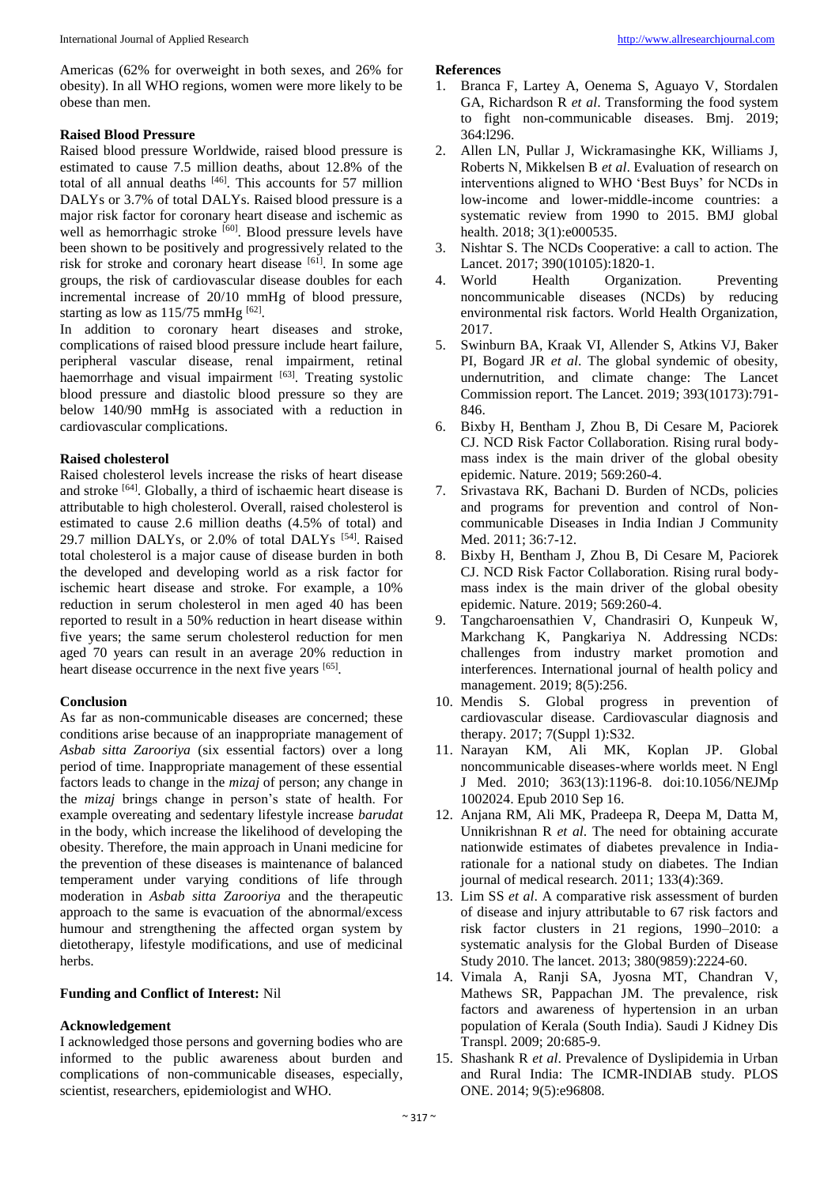Americas (62% for overweight in both sexes, and 26% for obesity). In all WHO regions, women were more likely to be obese than men.

### Raised Blood Pressure

Raised blood pressure Worldwide, raised blood pressure is estimated to cause 7.5 million deaths, about 12.8% of the total of all annual deaths [46]. This accounts for 57 million DALYs or 3.7% of total DALYs. Raised blood pressure is a major risk factor for coronary heart disease and ischemic as well as hemorrhagic stroke [60]. Blood pressure levels have been shown to be positively and progressively related to the risk for stroke and coronary heart disease [61]. In some age groups, the risk of cardiovascular disease doubles for each incremental increase of 20/10 mmHg of blood pressure, starting as low as 115/75 mmHg [62].

In addition to coronary heart diseases and stroke, complications of raised blood pressure include heart failure, peripheral vascular disease, renal impairment, retinal haemorrhage and visual impairment [63]. Treating systolic blood pressure and diastolic blood pressure so they are below 140/90 mmHg is associated with a reduction in cardiovascular complications.

### Raised cholesterol

Raised cholesterol levels increase the risks of heart disease and stroke [64]. Globally, a third of ischaemic heart disease is attributable to high cholesterol. Overall, raised cholesterol is estimated to cause 2.6 million deaths (4.5% of total) and 29.7 million DALYs, or 2.0% of total DALYs [54]. Raised total cholesterol is a major cause of disease burden in both the developed and developing world as a risk factor for ischemic heart disease and stroke. For example, a 10% reduction in serum cholesterol in men aged 40 has been reported to result in a 50% reduction in heart disease within five years; the same serum cholesterol reduction for men aged 70 years can result in an average 20% reduction in heart disease occurrence in the next five years [65].

### Conclusion

As far as non-communicable diseases are concerned; these conditions arise because of an inappropriate management of *Asbab sitta Zarooriya* (six essential factors) over a long period of time. Inappropriate management of these essential factors leads to change in the *mizaj* of person; any change in the *mizaj* brings change in person's state of health. For example overeating and sedentary lifestyle increase *barudat* in the body, which increase the likelihood of developing the obesity. Therefore, the main approach in Unani medicine for the prevention of these diseases is maintenance of balanced temperament under varying conditions of life through moderation in *Asbab sitta Zarooriya* and the therapeutic approach to the same is evacuation of the abnormal/excess humour and strengthening the affected organ system by dietotherapy, lifestyle modifications, and use of medicinal herbs.

### Funding and Conflict of Interest: Nil

### Acknowledgement

I acknowledged those persons and governing bodies who are informed to the public awareness about burden and complications of non-communicable diseases, especially, scientist, researchers, epidemiologist and WHO.

### References

1. Branca F, Lartey A, Oenema S, Aguayo V, Stordalen GA, Richardson R *et al*. Transforming the food system to fight non-communicable diseases. Bmj. 2019; 364:l296.
2. Allen LN, Pullar J, Wickramasinghe KK, Williams J, Roberts N, Mikkelsen B *et al*. Evaluation of research on interventions aligned to WHO 'Best Buys' for NCDs in low-income and lower-middle-income countries: a systematic review from 1990 to 2015. BMJ global health. 2018; 3(1):e000535.
3. Nishtar S. The NCDs Cooperative: a call to action. The Lancet. 2017; 390(10105):1820-1.
4. World Health Organization. Preventing noncommunicable diseases (NCDs) by reducing environmental risk factors. World Health Organization, 2017.
5. Swinburn BA, Kraak VI, Allender S, Atkins VJ, Baker PI, Bogard JR *et al*. The global syndemic of obesity, undernutrition, and climate change: The Lancet Commission report. The Lancet. 2019; 393(10173):791-846.
6. Bixby H, Bentham J, Zhou B, Di Cesare M, Paciorek CJ. NCD Risk Factor Collaboration. Rising rural body-mass index is the main driver of the global obesity epidemic. Nature. 2019; 569:260-4.
7. Srivastava RK, Bachani D. Burden of NCDs, policies and programs for prevention and control of Non-communicable Diseases in India Indian J Community Med. 2011; 36:7-12.
8. Bixby H, Bentham J, Zhou B, Di Cesare M, Paciorek CJ. NCD Risk Factor Collaboration. Rising rural body-mass index is the main driver of the global obesity epidemic. Nature. 2019; 569:260-4.
9. Tangcharoensathien V, Chandrasiri O, Kunpeuk W, Markchang K, Pangkariya N. Addressing NCDs: challenges from industry market promotion and interferences. International journal of health policy and management. 2019; 8(5):256.
10. Mendis S. Global progress in prevention of cardiovascular disease. Cardiovascular diagnosis and therapy. 2017; 7(Suppl 1):S32.
11. Narayan KM, Ali MK, Koplan JP. Global noncommunicable diseases-where worlds meet. N Engl J Med. 2010; 363(13):1196-8. doi:10.1056/NEJMp1002024. Epub 2010 Sep 16.
12. Anjana RM, Ali MK, Pradeepa R, Deepa M, Datta M, Unnikrishnan R *et al*. The need for obtaining accurate nationwide estimates of diabetes prevalence in India-rationale for a national study on diabetes. The Indian journal of medical research. 2011; 133(4):369.
13. Lim SS *et al*. A comparative risk assessment of burden of disease and injury attributable to 67 risk factors and risk factor clusters in 21 regions, 1990–2010: a systematic analysis for the Global Burden of Disease Study 2010. The lancet. 2013; 380(9859):2224-60.
14. Vimala A, Ranji SA, Jyosna MT, Chandran V, Mathews SR, Pappachan JM. The prevalence, risk factors and awareness of hypertension in an urban population of Kerala (South India). Saudi J Kidney Dis Transpl. 2009; 20:685-9.
15. Shashank R *et al*. Prevalence of Dyslipidemia in Urban and Rural India: The ICMR-INDIAB study. PLOS ONE. 2014; 9(5):e96808.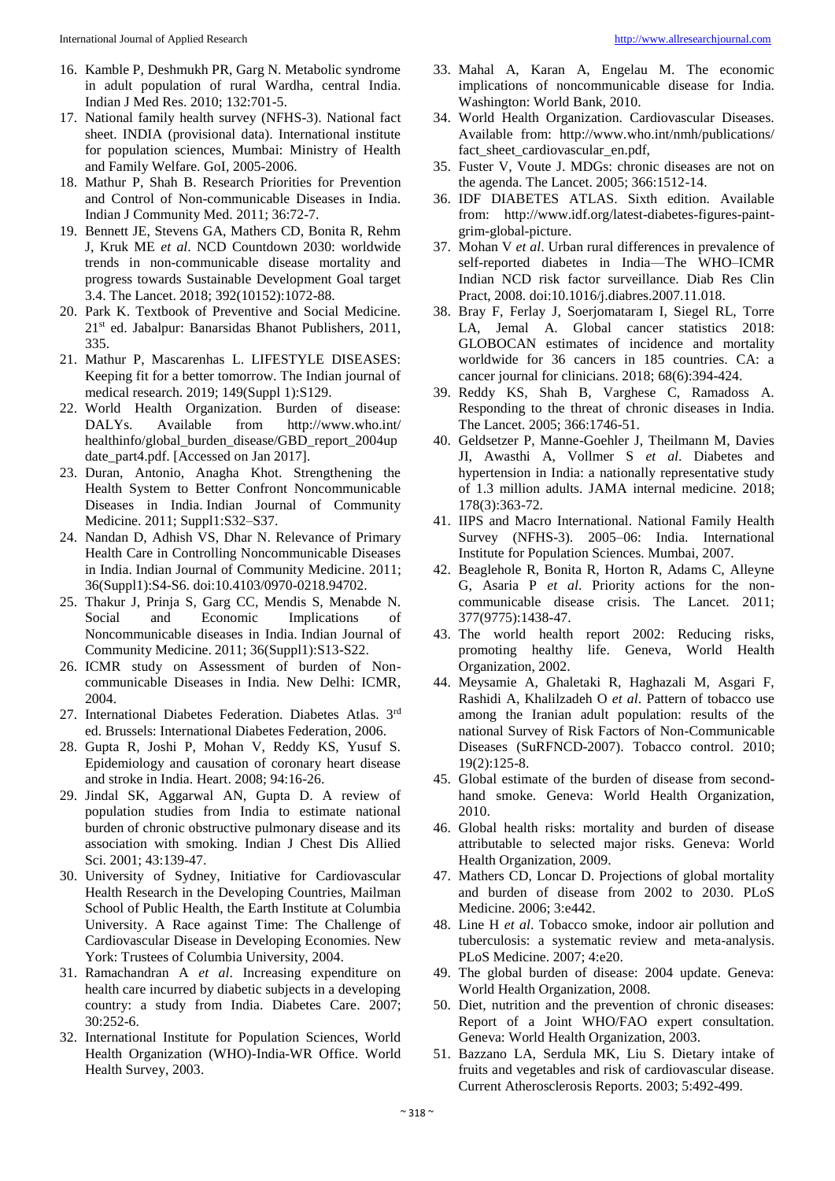16. Kamble P, Deshmukh PR, Garg N. Metabolic syndrome in adult population of rural Wardha, central India. Indian J Med Res. 2010; 132:701-5.
17. National family health survey (NFHS-3). National fact sheet. INDIA (provisional data). International institute for population sciences, Mumbai: Ministry of Health and Family Welfare. GoI, 2005-2006.
18. Mathur P, Shah B. Research Priorities for Prevention and Control of Non-communicable Diseases in India. Indian J Community Med. 2011; 36:72-7.
19. Bennett JE, Stevens GA, Mathers CD, Bonita R, Rehm J, Kruk ME *et al*. NCD Countdown 2030: worldwide trends in non-communicable disease mortality and progress towards Sustainable Development Goal target 3.4. The Lancet. 2018; 392(10152):1072-88.
20. Park K. Textbook of Preventive and Social Medicine. 21st ed. Jabalpur: Banarsidas Bhanot Publishers, 2011, 335.
21. Mathur P, Mascarenhas L. LIFESTYLE DISEASES: Keeping fit for a better tomorrow. The Indian journal of medical research. 2019; 149(Suppl 1):S129.
22. World Health Organization. Burden of disease: DALYs. Available from http://www.who.int/healthinfo/global_burden_disease/GBD_report_2004update_part4.pdf. [Accessed on Jan 2017].
23. Duran, Antonio, Anagha Khot. Strengthening the Health System to Better Confront Noncommunicable Diseases in India. Indian Journal of Community Medicine. 2011; Suppl1:S32–S37.
24. Nandan D, Adhish VS, Dhar N. Relevance of Primary Health Care in Controlling Noncommunicable Diseases in India. Indian Journal of Community Medicine. 2011; 36(Suppl1):S4-S6. doi:10.4103/0970-0218.94702.
25. Thakur J, Prinja S, Garg CC, Mendis S, Menabde N. Social and Economic Implications of Noncommunicable diseases in India. Indian Journal of Community Medicine. 2011; 36(Suppl1):S13-S22.
26. ICMR study on Assessment of burden of Non-communicable Diseases in India. New Delhi: ICMR, 2004.
27. International Diabetes Federation. Diabetes Atlas. 3rd ed. Brussels: International Diabetes Federation, 2006.
28. Gupta R, Joshi P, Mohan V, Reddy KS, Yusuf S. Epidemiology and causation of coronary heart disease and stroke in India. Heart. 2008; 94:16-26.
29. Jindal SK, Aggarwal AN, Gupta D. A review of population studies from India to estimate national burden of chronic obstructive pulmonary disease and its association with smoking. Indian J Chest Dis Allied Sci. 2001; 43:139-47.
30. University of Sydney, Initiative for Cardiovascular Health Research in the Developing Countries, Mailman School of Public Health, the Earth Institute at Columbia University. A Race against Time: The Challenge of Cardiovascular Disease in Developing Economies. New York: Trustees of Columbia University, 2004.
31. Ramachandran A *et al*. Increasing expenditure on health care incurred by diabetic subjects in a developing country: a study from India. Diabetes Care. 2007; 30:252-6.
32. International Institute for Population Sciences, World Health Organization (WHO)-India-WR Office. World Health Survey, 2003.
33. Mahal A, Karan A, Engelau M. The economic implications of noncommunicable disease for India. Washington: World Bank, 2010.
34. World Health Organization. Cardiovascular Diseases. Available from: http://www.who.int/nmh/publications/fact_sheet_cardiovascular_en.pdf,
35. Fuster V, Voute J. MDGs: chronic diseases are not on the agenda. The Lancet. 2005; 366:1512-14.
36. IDF DIABETES ATLAS. Sixth edition. Available from: http://www.idf.org/latest-diabetes-figures-paint-grim-global-picture.
37. Mohan V *et al*. Urban rural differences in prevalence of self-reported diabetes in India—The WHO–ICMR Indian NCD risk factor surveillance. Diab Res Clin Pract, 2008. doi:10.1016/j.diabres.2007.11.018.
38. Bray F, Ferlay J, Soerjomataram I, Siegel RL, Torre LA, Jemal A. Global cancer statistics 2018: GLOBOCAN estimates of incidence and mortality worldwide for 36 cancers in 185 countries. CA: a cancer journal for clinicians. 2018; 68(6):394-424.
39. Reddy KS, Shah B, Varghese C, Ramadoss A. Responding to the threat of chronic diseases in India. The Lancet. 2005; 366:1746-51.
40. Geldsetzer P, Manne-Goehler J, Theilmann M, Davies JI, Awasthi A, Vollmer S *et al*. Diabetes and hypertension in India: a nationally representative study of 1.3 million adults. JAMA internal medicine. 2018; 178(3):363-72.
41. IIPS and Macro International. National Family Health Survey (NFHS-3). 2005–06: India. International Institute for Population Sciences. Mumbai, 2007.
42. Beaglehole R, Bonita R, Horton R, Adams C, Alleyne G, Asaria P *et al*. Priority actions for the non-communicable disease crisis. The Lancet. 2011; 377(9775):1438-47.
43. The world health report 2002: Reducing risks, promoting healthy life. Geneva, World Health Organization, 2002.
44. Meysamie A, Ghaletaki R, Haghazali M, Asgari F, Rashidi A, Khalilzadeh O *et al*. Pattern of tobacco use among the Iranian adult population: results of the national Survey of Risk Factors of Non-Communicable Diseases (SuRFNCD-2007). Tobacco control. 2010; 19(2):125-8.
45. Global estimate of the burden of disease from second-hand smoke. Geneva: World Health Organization, 2010.
46. Global health risks: mortality and burden of disease attributable to selected major risks. Geneva: World Health Organization, 2009.
47. Mathers CD, Loncar D. Projections of global mortality and burden of disease from 2002 to 2030. PLoS Medicine. 2006; 3:e442.
48. Line H *et al*. Tobacco smoke, indoor air pollution and tuberculosis: a systematic review and meta-analysis. PLoS Medicine. 2007; 4:e20.
49. The global burden of disease: 2004 update. Geneva: World Health Organization, 2008.
50. Diet, nutrition and the prevention of chronic diseases: Report of a Joint WHO/FAO expert consultation. Geneva: World Health Organization, 2003.
51. Bazzano LA, Serdula MK, Liu S. Dietary intake of fruits and vegetables and risk of cardiovascular disease. Current Atherosclerosis Reports. 2003; 5:492-499.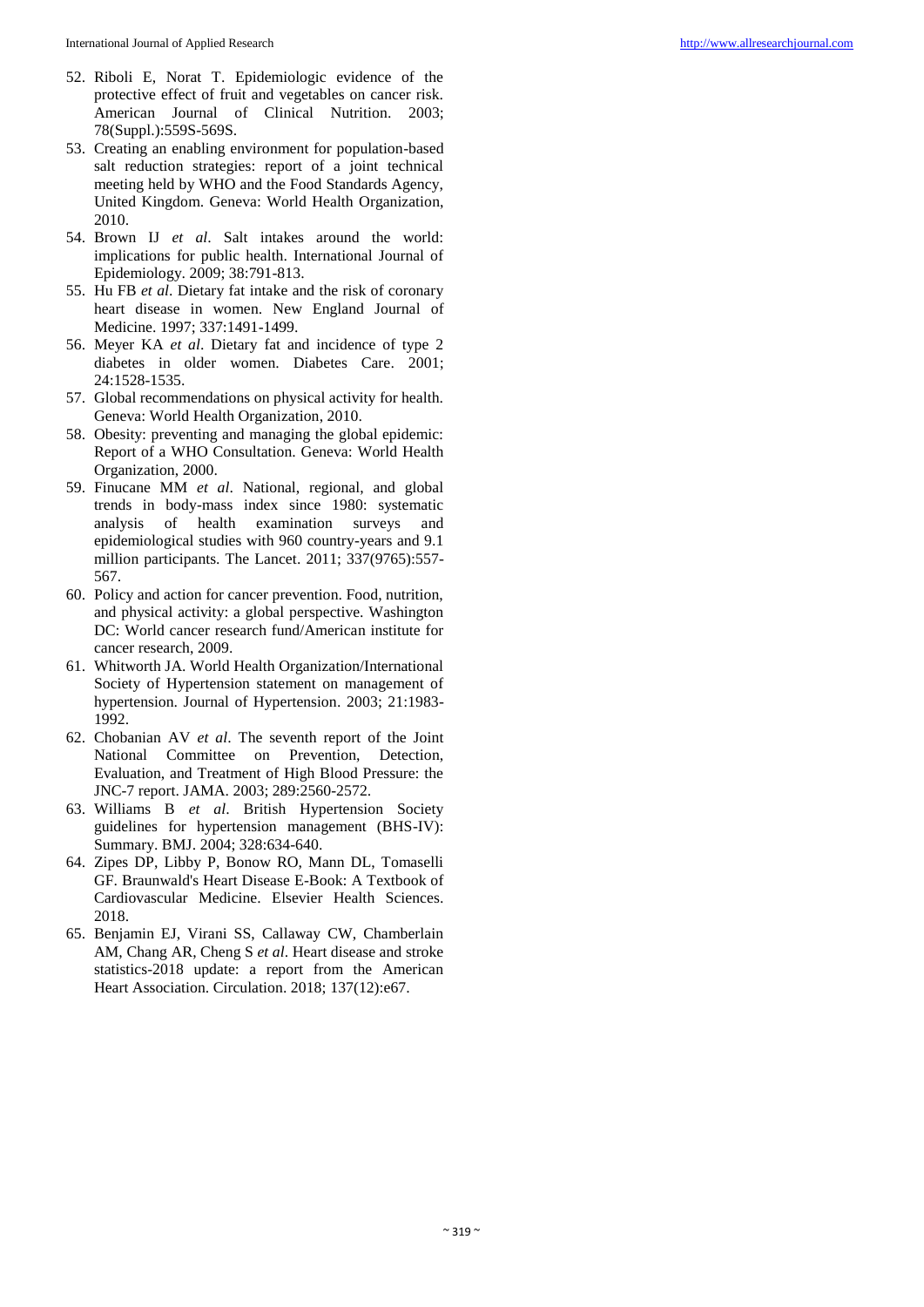52. Riboli E, Norat T. Epidemiologic evidence of the protective effect of fruit and vegetables on cancer risk. American Journal of Clinical Nutrition. 2003; 78(Suppl.):559S-569S.
53. Creating an enabling environment for population-based salt reduction strategies: report of a joint technical meeting held by WHO and the Food Standards Agency, United Kingdom. Geneva: World Health Organization, 2010.
54. Brown IJ *et al*. Salt intakes around the world: implications for public health. International Journal of Epidemiology. 2009; 38:791-813.
55. Hu FB *et al*. Dietary fat intake and the risk of coronary heart disease in women. New England Journal of Medicine. 1997; 337:1491-1499.
56. Meyer KA *et al*. Dietary fat and incidence of type 2 diabetes in older women. Diabetes Care. 2001; 24:1528-1535.
57. Global recommendations on physical activity for health. Geneva: World Health Organization, 2010.
58. Obesity: preventing and managing the global epidemic: Report of a WHO Consultation. Geneva: World Health Organization, 2000.
59. Finucane MM *et al*. National, regional, and global trends in body-mass index since 1980: systematic analysis of health examination surveys and epidemiological studies with 960 country-years and 9.1 million participants. The Lancet. 2011; 337(9765):557-567.
60. Policy and action for cancer prevention. Food, nutrition, and physical activity: a global perspective. Washington DC: World cancer research fund/American institute for cancer research, 2009.
61. Whitworth JA. World Health Organization/International Society of Hypertension statement on management of hypertension. Journal of Hypertension. 2003; 21:1983-1992.
62. Chobanian AV *et al*. The seventh report of the Joint National Committee on Prevention, Detection, Evaluation, and Treatment of High Blood Pressure: the JNC-7 report. JAMA. 2003; 289:2560-2572.
63. Williams B *et al*. British Hypertension Society guidelines for hypertension management (BHS-IV): Summary. BMJ. 2004; 328:634-640.
64. Zipes DP, Libby P, Bonow RO, Mann DL, Tomaselli GF. Braunwald's Heart Disease E-Book: A Textbook of Cardiovascular Medicine. Elsevier Health Sciences. 2018.
65. Benjamin EJ, Virani SS, Callaway CW, Chamberlain AM, Chang AR, Cheng S *et al*. Heart disease and stroke statistics-2018 update: a report from the American Heart Association. Circulation. 2018; 137(12):e67.